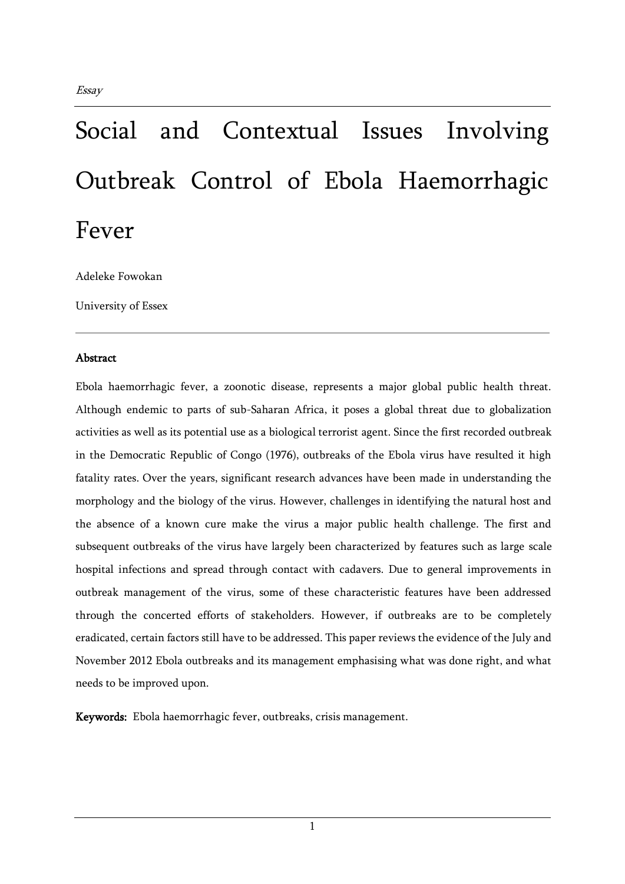*Essay*

# Social and Contextual Issues Involving Outbreak Control of Ebola Haemorrhagic Fever

Adeleke Fowokan

University of Essex

## Abstract

Ebola haemorrhagic fever, a zoonotic disease, represents a major global public health threat. Although endemic to parts of sub-Saharan Africa, it poses a global threat due to globalization activities as well as its potential use as a biological terrorist agent. Since the first recorded outbreak in the Democratic Republic of Congo (1976), outbreaks of the Ebola virus have resulted it high fatality rates. Over the years, significant research advances have been made in understanding the morphology and the biology of the virus. However, challenges in identifying the natural host and the absence of a known cure make the virus a major public health challenge. The first and subsequent outbreaks of the virus have largely been characterized by features such as large scale hospital infections and spread through contact with cadavers. Due to general improvements in outbreak management of the virus, some of these characteristic features have been addressed through the concerted efforts of stakeholders. However, if outbreaks are to be completely eradicated, certain factors still have to be addressed. This paper reviews the evidence of the July and November 2012 Ebola outbreaks and its management emphasising what was done right, and what needs to be improved upon.

**Keywords:** Ebola haemorrhagic fever, outbreaks, crisis management.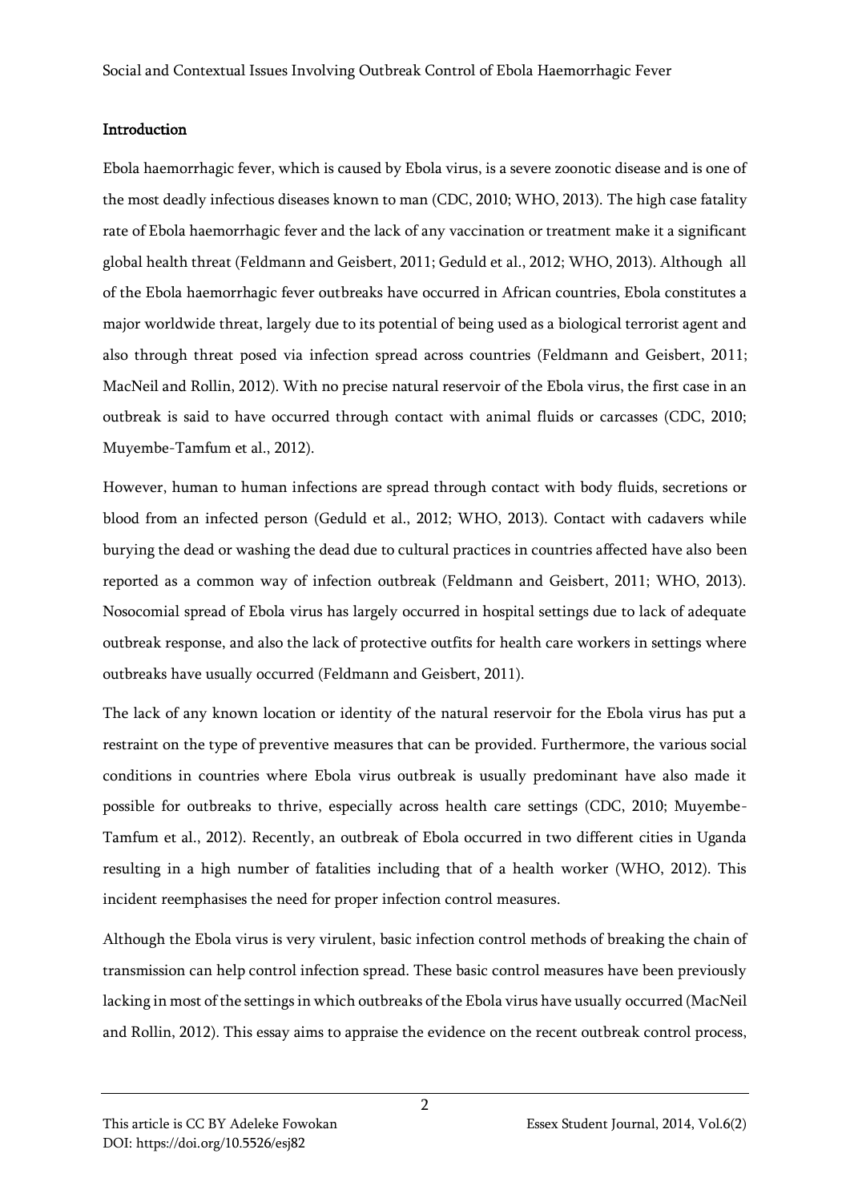## Introduction

Ebola haemorrhagic fever, which is caused by Ebola virus, is a severe zoonotic disease and is one of the most deadly infectious diseases known to man (CDC, 2010; WHO, 2013). The high case fatality rate of Ebola haemorrhagic fever and the lack of any vaccination or treatment make it a significant global health threat (Feldmann and Geisbert, 2011; Geduld et al., 2012; WHO, 2013). Although all of the Ebola haemorrhagic fever outbreaks have occurred in African countries, Ebola constitutes a major worldwide threat, largely due to its potential of being used as a biological terrorist agent and also through threat posed via infection spread across countries (Feldmann and Geisbert, 2011; MacNeil and Rollin, 2012). With no precise natural reservoir of the Ebola virus, the first case in an outbreak is said to have occurred through contact with animal fluids or carcasses (CDC, 2010; Muyembe-Tamfum et al., 2012).

However, human to human infections are spread through contact with body fluids, secretions or blood from an infected person (Geduld et al., 2012; WHO, 2013). Contact with cadavers while burying the dead or washing the dead due to cultural practices in countries affected have also been reported as a common way of infection outbreak (Feldmann and Geisbert, 2011; WHO, 2013). Nosocomial spread of Ebola virus has largely occurred in hospital settings due to lack of adequate outbreak response, and also the lack of protective outfits for health care workers in settings where outbreaks have usually occurred (Feldmann and Geisbert, 2011).

The lack of any known location or identity of the natural reservoir for the Ebola virus has put a restraint on the type of preventive measures that can be provided. Furthermore, the various social conditions in countries where Ebola virus outbreak is usually predominant have also made it possible for outbreaks to thrive, especially across health care settings (CDC, 2010; Muyembe-Tamfum et al., 2012). Recently, an outbreak of Ebola occurred in two different cities in Uganda resulting in a high number of fatalities including that of a health worker (WHO, 2012). This incident reemphasises the need for proper infection control measures.

Although the Ebola virus is very virulent, basic infection control methods of breaking the chain of transmission can help control infection spread. These basic control measures have been previously lacking in most of the settings in which outbreaks of the Ebola virus have usually occurred (MacNeil and Rollin, 2012). This essay aims to appraise the evidence on the recent outbreak control process,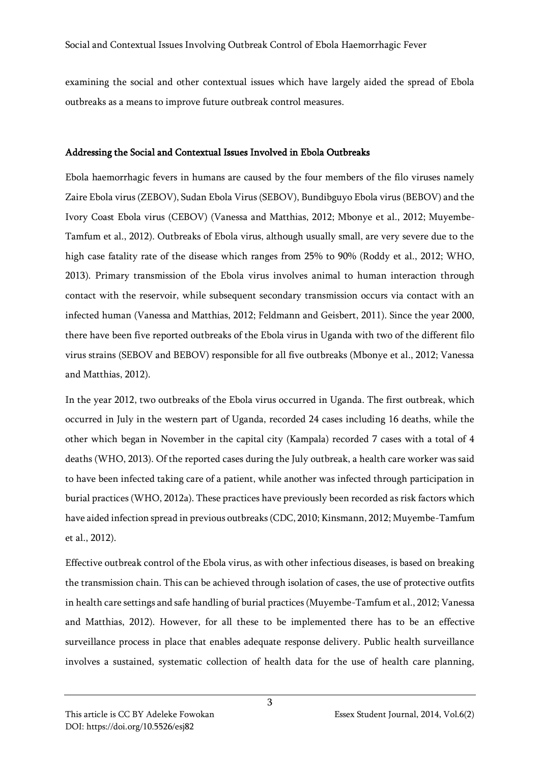examining the social and other contextual issues which have largely aided the spread of Ebola outbreaks as a means to improve future outbreak control measures.

## Addressing the Social and Contextual Issues Involved in Ebola Outbreaks

Ebola haemorrhagic fevers in humans are caused by the four members of the filo viruses namely Zaire Ebola virus (ZEBOV), Sudan Ebola Virus (SEBOV), Bundibguyo Ebola virus (BEBOV) and the Ivory Coast Ebola virus (CEBOV) (Vanessa and Matthias, 2012; Mbonye et al., 2012; Muyembe-Tamfum et al., 2012). Outbreaks of Ebola virus, although usually small, are very severe due to the high case fatality rate of the disease which ranges from 25% to 90% (Roddy et al., 2012; WHO, 2013). Primary transmission of the Ebola virus involves animal to human interaction through contact with the reservoir, while subsequent secondary transmission occurs via contact with an infected human (Vanessa and Matthias, 2012; Feldmann and Geisbert, 2011). Since the year 2000, there have been five reported outbreaks of the Ebola virus in Uganda with two of the different filo virus strains (SEBOV and BEBOV) responsible for all five outbreaks (Mbonye et al., 2012; Vanessa and Matthias, 2012).

In the year 2012, two outbreaks of the Ebola virus occurred in Uganda. The first outbreak, which occurred in July in the western part of Uganda, recorded 24 cases including 16 deaths, while the other which began in November in the capital city (Kampala) recorded 7 cases with a total of 4 deaths (WHO, 2013). Of the reported cases during the July outbreak, a health care worker was said to have been infected taking care of a patient, while another was infected through participation in burial practices (WHO, 2012a). These practices have previously been recorded as risk factors which have aided infection spread in previous outbreaks (CDC, 2010; Kinsmann, 2012; Muyembe-Tamfum et al., 2012).

Effective outbreak control of the Ebola virus, as with other infectious diseases, is based on breaking the transmission chain. This can be achieved through isolation of cases, the use of protective outfits in health care settings and safe handling of burial practices (Muyembe-Tamfum et al., 2012; Vanessa and Matthias, 2012). However, for all these to be implemented there has to be an effective surveillance process in place that enables adequate response delivery. Public health surveillance involves a sustained, systematic collection of health data for the use of health care planning,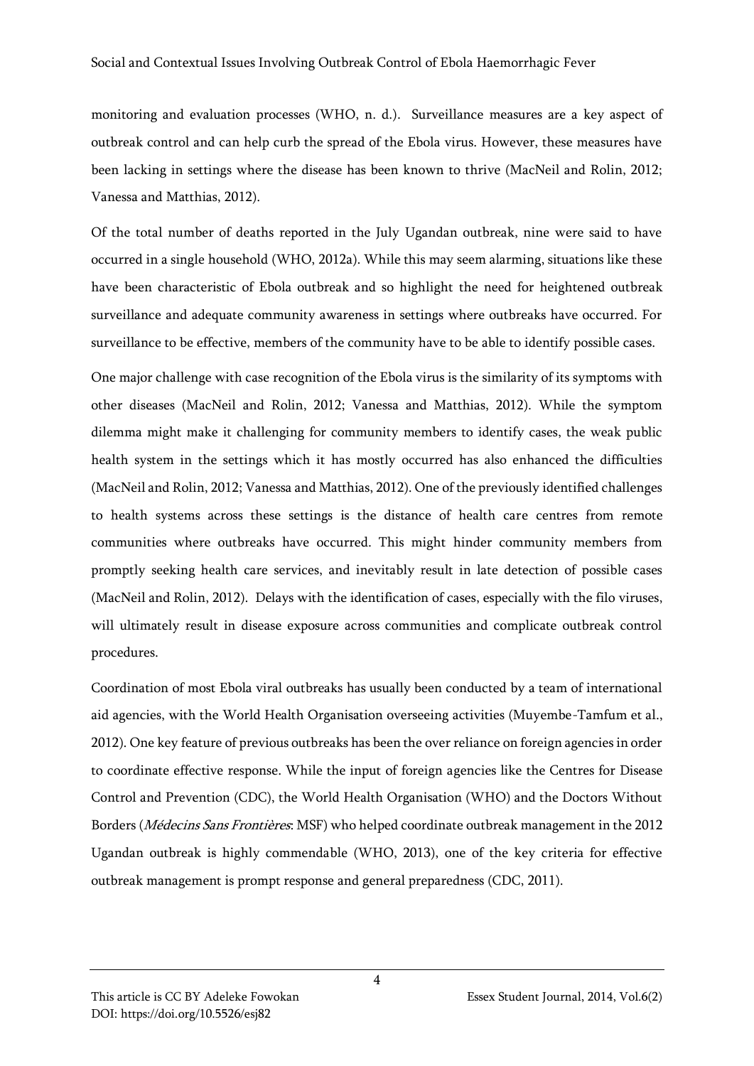monitoring and evaluation processes (WHO, n. d.). Surveillance measures are a key aspect of outbreak control and can help curb the spread of the Ebola virus. However, these measures have been lacking in settings where the disease has been known to thrive (MacNeil and Rolin, 2012; Vanessa and Matthias, 2012).

Of the total number of deaths reported in the July Ugandan outbreak, nine were said to have occurred in a single household (WHO, 2012a). While this may seem alarming, situations like these have been characteristic of Ebola outbreak and so highlight the need for heightened outbreak surveillance and adequate community awareness in settings where outbreaks have occurred. For surveillance to be effective, members of the community have to be able to identify possible cases.

One major challenge with case recognition of the Ebola virus is the similarity of its symptoms with other diseases (MacNeil and Rolin, 2012; Vanessa and Matthias, 2012). While the symptom dilemma might make it challenging for community members to identify cases, the weak public health system in the settings which it has mostly occurred has also enhanced the difficulties (MacNeil and Rolin, 2012; Vanessa and Matthias, 2012). One of the previously identified challenges to health systems across these settings is the distance of health care centres from remote communities where outbreaks have occurred. This might hinder community members from promptly seeking health care services, and inevitably result in late detection of possible cases (MacNeil and Rolin, 2012). Delays with the identification of cases, especially with the filo viruses, will ultimately result in disease exposure across communities and complicate outbreak control procedures.

Coordination of most Ebola viral outbreaks has usually been conducted by a team of international aid agencies, with the World Health Organisation overseeing activities (Muyembe-Tamfum et al., 2012). One key feature of previous outbreaks has been the over reliance on foreign agencies in order to coordinate effective response. While the input of foreign agencies like the Centres for Disease Control and Prevention (CDC), the World Health Organisation (WHO) and the Doctors Without Borders (*Médecins Sans Frontières*: MSF) who helped coordinate outbreak management in the 2012 Ugandan outbreak is highly commendable (WHO, 2013), one of the key criteria for effective outbreak management is prompt response and general preparedness (CDC, 2011).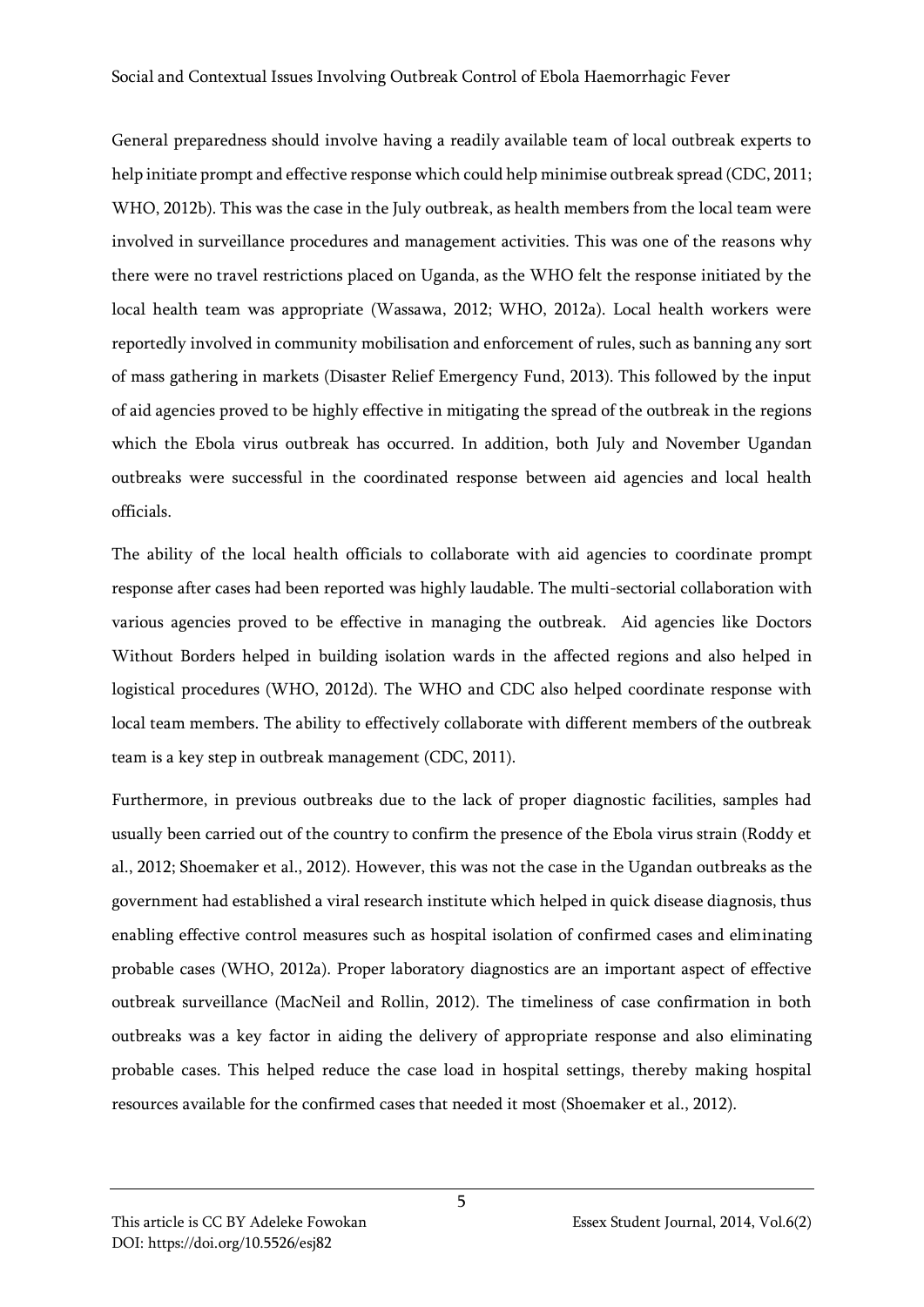General preparedness should involve having a readily available team of local outbreak experts to help initiate prompt and effective response which could help minimise outbreak spread (CDC, 2011; WHO, 2012b). This was the case in the July outbreak, as health members from the local team were involved in surveillance procedures and management activities. This was one of the reasons why there were no travel restrictions placed on Uganda, as the WHO felt the response initiated by the local health team was appropriate (Wassawa, 2012; WHO, 2012a). Local health workers were reportedly involved in community mobilisation and enforcement of rules, such as banning any sort of mass gathering in markets (Disaster Relief Emergency Fund, 2013). This followed by the input of aid agencies proved to be highly effective in mitigating the spread of the outbreak in the regions which the Ebola virus outbreak has occurred. In addition, both July and November Ugandan outbreaks were successful in the coordinated response between aid agencies and local health officials.

The ability of the local health officials to collaborate with aid agencies to coordinate prompt response after cases had been reported was highly laudable. The multi-sectorial collaboration with various agencies proved to be effective in managing the outbreak. Aid agencies like Doctors Without Borders helped in building isolation wards in the affected regions and also helped in logistical procedures (WHO, 2012d). The WHO and CDC also helped coordinate response with local team members. The ability to effectively collaborate with different members of the outbreak team is a key step in outbreak management (CDC, 2011).

Furthermore, in previous outbreaks due to the lack of proper diagnostic facilities, samples had usually been carried out of the country to confirm the presence of the Ebola virus strain (Roddy et al., 2012; Shoemaker et al., 2012). However, this was not the case in the Ugandan outbreaks as the government had established a viral research institute which helped in quick disease diagnosis, thus enabling effective control measures such as hospital isolation of confirmed cases and eliminating probable cases (WHO, 2012a). Proper laboratory diagnostics are an important aspect of effective outbreak surveillance (MacNeil and Rollin, 2012). The timeliness of case confirmation in both outbreaks was a key factor in aiding the delivery of appropriate response and also eliminating probable cases. This helped reduce the case load in hospital settings, thereby making hospital resources available for the confirmed cases that needed it most (Shoemaker et al., 2012).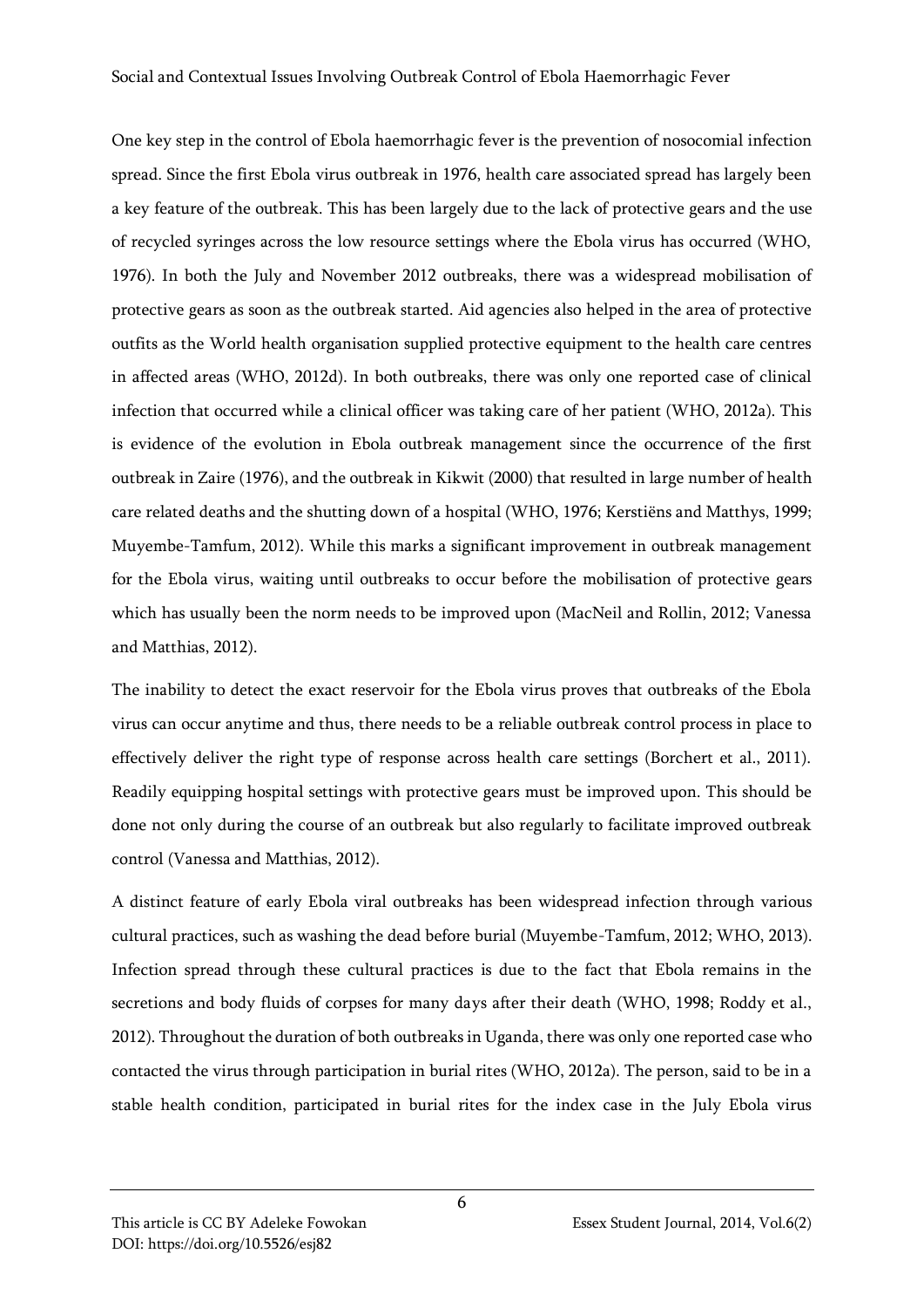One key step in the control of Ebola haemorrhagic fever is the prevention of nosocomial infection spread. Since the first Ebola virus outbreak in 1976, health care associated spread has largely been a key feature of the outbreak. This has been largely due to the lack of protective gears and the use of recycled syringes across the low resource settings where the Ebola virus has occurred (WHO, 1976). In both the July and November 2012 outbreaks, there was a widespread mobilisation of protective gears as soon as the outbreak started. Aid agencies also helped in the area of protective outfits as the World health organisation supplied protective equipment to the health care centres in affected areas (WHO, 2012d). In both outbreaks, there was only one reported case of clinical infection that occurred while a clinical officer was taking care of her patient (WHO, 2012a). This is evidence of the evolution in Ebola outbreak management since the occurrence of the first outbreak in Zaire (1976), and the outbreak in Kikwit (2000) that resulted in large number of health care related deaths and the shutting down of a hospital (WHO, 1976; Kerstiëns and Matthys, 1999; Muyembe-Tamfum, 2012). While this marks a significant improvement in outbreak management for the Ebola virus, waiting until outbreaks to occur before the mobilisation of protective gears which has usually been the norm needs to be improved upon (MacNeil and Rollin, 2012; Vanessa and Matthias, 2012).

The inability to detect the exact reservoir for the Ebola virus proves that outbreaks of the Ebola virus can occur anytime and thus, there needs to be a reliable outbreak control process in place to effectively deliver the right type of response across health care settings (Borchert et al., 2011). Readily equipping hospital settings with protective gears must be improved upon. This should be done not only during the course of an outbreak but also regularly to facilitate improved outbreak control (Vanessa and Matthias, 2012).

A distinct feature of early Ebola viral outbreaks has been widespread infection through various cultural practices, such as washing the dead before burial (Muyembe-Tamfum, 2012; WHO, 2013). Infection spread through these cultural practices is due to the fact that Ebola remains in the secretions and body fluids of corpses for many days after their death (WHO, 1998; Roddy et al., 2012). Throughout the duration of both outbreaks in Uganda, there was only one reported case who contacted the virus through participation in burial rites (WHO, 2012a). The person, said to be in a stable health condition, participated in burial rites for the index case in the July Ebola virus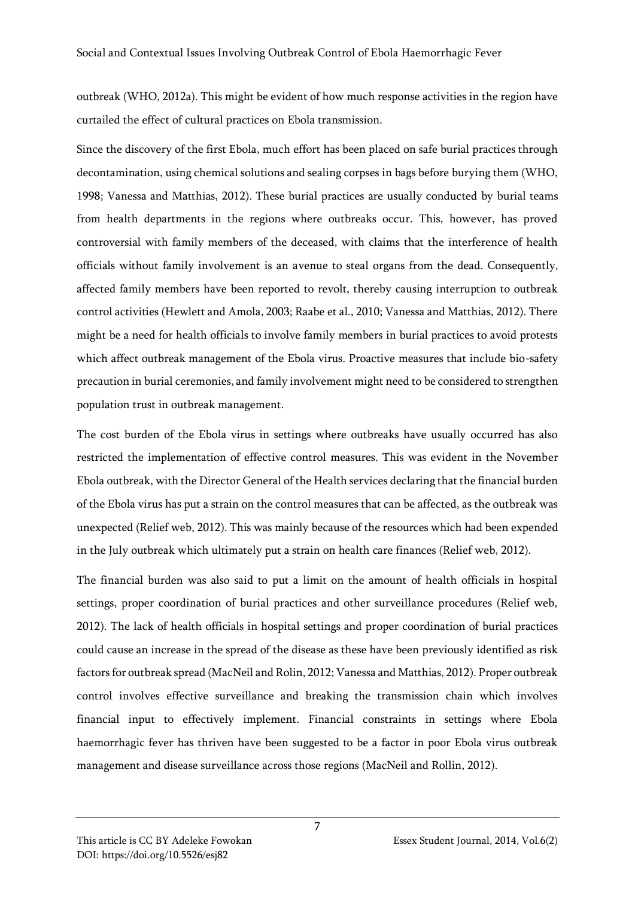outbreak (WHO, 2012a). This might be evident of how much response activities in the region have curtailed the effect of cultural practices on Ebola transmission.

Since the discovery of the first Ebola, much effort has been placed on safe burial practices through decontamination, using chemical solutions and sealing corpses in bags before burying them (WHO, 1998; Vanessa and Matthias, 2012). These burial practices are usually conducted by burial teams from health departments in the regions where outbreaks occur. This, however, has proved controversial with family members of the deceased, with claims that the interference of health officials without family involvement is an avenue to steal organs from the dead. Consequently, affected family members have been reported to revolt, thereby causing interruption to outbreak control activities (Hewlett and Amola, 2003; Raabe et al., 2010; Vanessa and Matthias, 2012). There might be a need for health officials to involve family members in burial practices to avoid protests which affect outbreak management of the Ebola virus. Proactive measures that include bio-safety precaution in burial ceremonies, and family involvement might need to be considered to strengthen population trust in outbreak management.

The cost burden of the Ebola virus in settings where outbreaks have usually occurred has also restricted the implementation of effective control measures. This was evident in the November Ebola outbreak, with the Director General of the Health services declaring that the financial burden of the Ebola virus has put a strain on the control measures that can be affected, as the outbreak was unexpected (Relief web, 2012). This was mainly because of the resources which had been expended in the July outbreak which ultimately put a strain on health care finances (Relief web, 2012).

The financial burden was also said to put a limit on the amount of health officials in hospital settings, proper coordination of burial practices and other surveillance procedures (Relief web, 2012). The lack of health officials in hospital settings and proper coordination of burial practices could cause an increase in the spread of the disease as these have been previously identified as risk factors for outbreak spread (MacNeil and Rolin, 2012; Vanessa and Matthias, 2012). Proper outbreak control involves effective surveillance and breaking the transmission chain which involves financial input to effectively implement. Financial constraints in settings where Ebola haemorrhagic fever has thriven have been suggested to be a factor in poor Ebola virus outbreak management and disease surveillance across those regions (MacNeil and Rollin, 2012).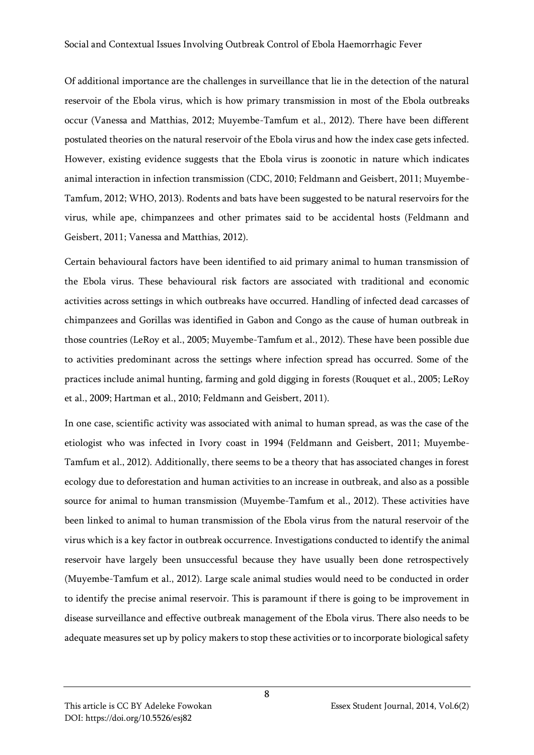Of additional importance are the challenges in surveillance that lie in the detection of the natural reservoir of the Ebola virus, which is how primary transmission in most of the Ebola outbreaks occur (Vanessa and Matthias, 2012; Muyembe-Tamfum et al., 2012). There have been different postulated theories on the natural reservoir of the Ebola virus and how the index case gets infected. However, existing evidence suggests that the Ebola virus is zoonotic in nature which indicates animal interaction in infection transmission (CDC, 2010; Feldmann and Geisbert, 2011; Muyembe-Tamfum, 2012; WHO, 2013). Rodents and bats have been suggested to be natural reservoirs for the virus, while ape, chimpanzees and other primates said to be accidental hosts (Feldmann and Geisbert, 2011; Vanessa and Matthias, 2012).

Certain behavioural factors have been identified to aid primary animal to human transmission of the Ebola virus. These behavioural risk factors are associated with traditional and economic activities across settings in which outbreaks have occurred. Handling of infected dead carcasses of chimpanzees and Gorillas was identified in Gabon and Congo as the cause of human outbreak in those countries (LeRoy et al., 2005; Muyembe-Tamfum et al., 2012). These have been possible due to activities predominant across the settings where infection spread has occurred. Some of the practices include animal hunting, farming and gold digging in forests (Rouquet et al., 2005; LeRoy et al., 2009; Hartman et al., 2010; Feldmann and Geisbert, 2011).

In one case, scientific activity was associated with animal to human spread, as was the case of the etiologist who was infected in Ivory coast in 1994 (Feldmann and Geisbert, 2011; Muyembe-Tamfum et al., 2012). Additionally, there seems to be a theory that has associated changes in forest ecology due to deforestation and human activities to an increase in outbreak, and also as a possible source for animal to human transmission (Muyembe-Tamfum et al., 2012). These activities have been linked to animal to human transmission of the Ebola virus from the natural reservoir of the virus which is a key factor in outbreak occurrence. Investigations conducted to identify the animal reservoir have largely been unsuccessful because they have usually been done retrospectively (Muyembe-Tamfum et al., 2012). Large scale animal studies would need to be conducted in order to identify the precise animal reservoir. This is paramount if there is going to be improvement in disease surveillance and effective outbreak management of the Ebola virus. There also needs to be adequate measures set up by policy makers to stop these activities or to incorporate biological safety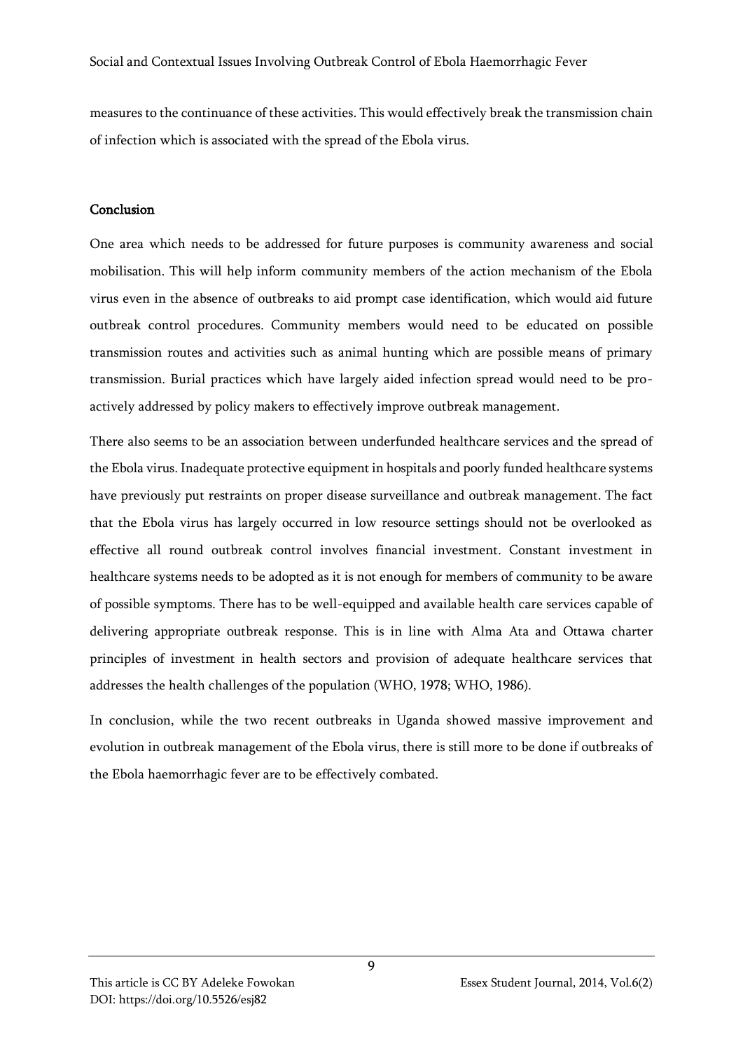measures to the continuance of these activities. This would effectively break the transmission chain of infection which is associated with the spread of the Ebola virus.

## Conclusion

One area which needs to be addressed for future purposes is community awareness and social mobilisation. This will help inform community members of the action mechanism of the Ebola virus even in the absence of outbreaks to aid prompt case identification, which would aid future outbreak control procedures. Community members would need to be educated on possible transmission routes and activities such as animal hunting which are possible means of primary transmission. Burial practices which have largely aided infection spread would need to be pro-actively addressed by policy makers to effectively improve outbreak management.

There also seems to be an association between underfunded healthcare services and the spread of the Ebola virus. Inadequate protective equipment in hospitals and poorly funded healthcare systems have previously put restraints on proper disease surveillance and outbreak management. The fact that the Ebola virus has largely occurred in low resource settings should not be overlooked as effective all round outbreak control involves financial investment. Constant investment in healthcare systems needs to be adopted as it is not enough for members of community to be aware of possible symptoms. There has to be well-equipped and available health care services capable of delivering appropriate outbreak response. This is in line with Alma Ata and Ottawa charter principles of investment in health sectors and provision of adequate healthcare services that addresses the health challenges of the population (WHO, 1978; WHO, 1986).

In conclusion, while the two recent outbreaks in Uganda showed massive improvement and evolution in outbreak management of the Ebola virus, there is still more to be done if outbreaks of the Ebola haemorrhagic fever are to be effectively combated.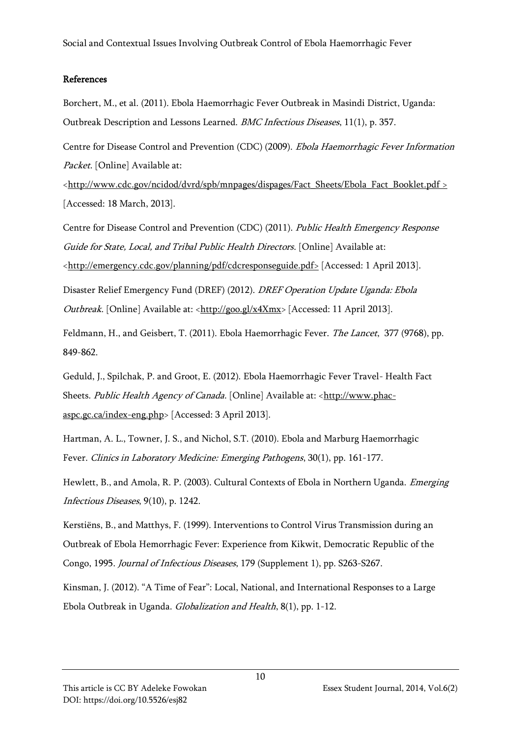## References

Borchert, M., et al. (2011). Ebola Haemorrhagic Fever Outbreak in Masindi District, Uganda: Outbreak Description and Lessons Learned. *BMC Infectious Diseases*, 11(1), p. 357.

Centre for Disease Control and Prevention (CDC) (2009). *Ebola Haemorrhagic Fever Information Packet*. [Online] Available at: <http://www.cdc.gov/ncidod/dvrd/spb/mnpages/dispages/Fact_Sheets/Ebola_Fact_Booklet.pdf > [Accessed: 18 March, 2013].

Centre for Disease Control and Prevention (CDC) (2011). *Public Health Emergency Response Guide for State, Local, and Tribal Public Health Directors*. [Online] Available at: <http://emergency.cdc.gov/planning/pdf/cdcresponseguide.pdf> [Accessed: 1 April 2013].

Disaster Relief Emergency Fund (DREF) (2012). *DREF Operation Update Uganda: Ebola Outbreak*. [Online] Available at: <http://goo.gl/x4Xmx> [Accessed: 11 April 2013].

Feldmann, H., and Geisbert, T. (2011). Ebola Haemorrhagic Fever. *The Lancet*, 377 (9768), pp. 849-862.

Geduld, J., Spilchak, P. and Groot, E. (2012). Ebola Haemorrhagic Fever Travel- Health Fact Sheets. *Public Health Agency of Canada*. [Online] Available at: <http://www.phac-aspc.gc.ca/index-eng.php> [Accessed: 3 April 2013].

Hartman, A. L., Towner, J. S., and Nichol, S.T. (2010). Ebola and Marburg Haemorrhagic Fever. *Clinics in Laboratory Medicine: Emerging Pathogens*, 30(1), pp. 161-177.

Hewlett, B., and Amola, R. P. (2003). Cultural Contexts of Ebola in Northern Uganda. *Emerging Infectious Diseases*, 9(10), p. 1242.

Kerstiëns, B., and Matthys, F. (1999). Interventions to Control Virus Transmission during an Outbreak of Ebola Hemorrhagic Fever: Experience from Kikwit, Democratic Republic of the Congo, 1995. *Journal of Infectious Diseases*, 179 (Supplement 1), pp. S263-S267.

Kinsman, J. (2012). "A Time of Fear": Local, National, and International Responses to a Large Ebola Outbreak in Uganda. *Globalization and Health*, 8(1), pp. 1-12.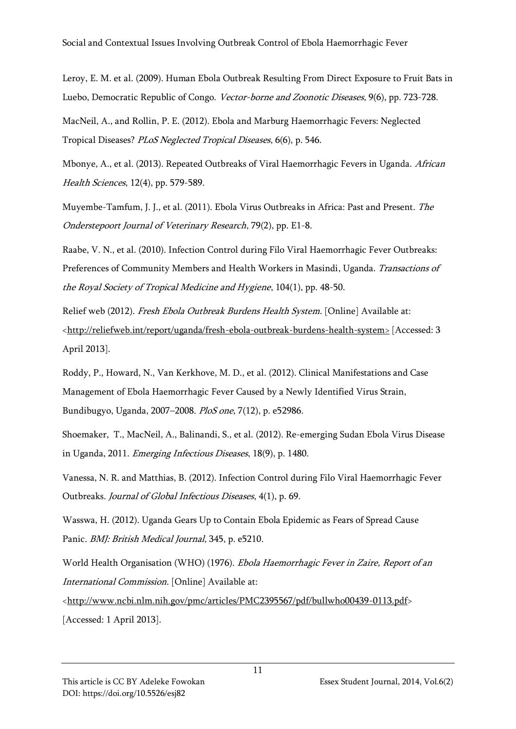Leroy, E. M. et al. (2009). Human Ebola Outbreak Resulting From Direct Exposure to Fruit Bats in Luebo, Democratic Republic of Congo. *Vector-borne and Zoonotic Diseases*, 9(6), pp. 723-728.

MacNeil, A., and Rollin, P. E. (2012). Ebola and Marburg Haemorrhagic Fevers: Neglected Tropical Diseases? *PLoS Neglected Tropical Diseases*, 6(6), p. 546.

Mbonye, A., et al. (2013). Repeated Outbreaks of Viral Haemorrhagic Fevers in Uganda. *African Health Sciences*, 12(4), pp. 579-589.

Muyembe-Tamfum, J. J., et al. (2011). Ebola Virus Outbreaks in Africa: Past and Present. *The Onderstepoort Journal of Veterinary Research*, 79(2), pp. E1-8.

Raabe, V. N., et al. (2010). Infection Control during Filo Viral Haemorrhagic Fever Outbreaks: Preferences of Community Members and Health Workers in Masindi, Uganda. *Transactions of the Royal Society of Tropical Medicine and Hygiene*, 104(1), pp. 48-50.

Relief web (2012). *Fresh Ebola Outbreak Burdens Health System*. [Online] Available at: <http://reliefweb.int/report/uganda/fresh-ebola-outbreak-burdens-health-system> [Accessed: 3 April 2013].

Roddy, P., Howard, N., Van Kerkhove, M. D., et al. (2012). Clinical Manifestations and Case Management of Ebola Haemorrhagic Fever Caused by a Newly Identified Virus Strain, Bundibugyo, Uganda, 2007–2008. *PloS one*, 7(12), p. e52986.

Shoemaker, T., MacNeil, A., Balinandi, S., et al. (2012). Re-emerging Sudan Ebola Virus Disease in Uganda, 2011. *Emerging Infectious Diseases*, 18(9), p. 1480.

Vanessa, N. R. and Matthias, B. (2012). Infection Control during Filo Viral Haemorrhagic Fever Outbreaks. *Journal of Global Infectious Diseases*, 4(1), p. 69.

Wasswa, H. (2012). Uganda Gears Up to Contain Ebola Epidemic as Fears of Spread Cause Panic. *BMJ: British Medical Journal*, 345, p. e5210.

World Health Organisation (WHO) (1976). *Ebola Haemorrhagic Fever in Zaire, Report of an International Commission*. [Online] Available at: <http://www.ncbi.nlm.nih.gov/pmc/articles/PMC2395567/pdf/bullwho00439-0113.pdf> [Accessed: 1 April 2013].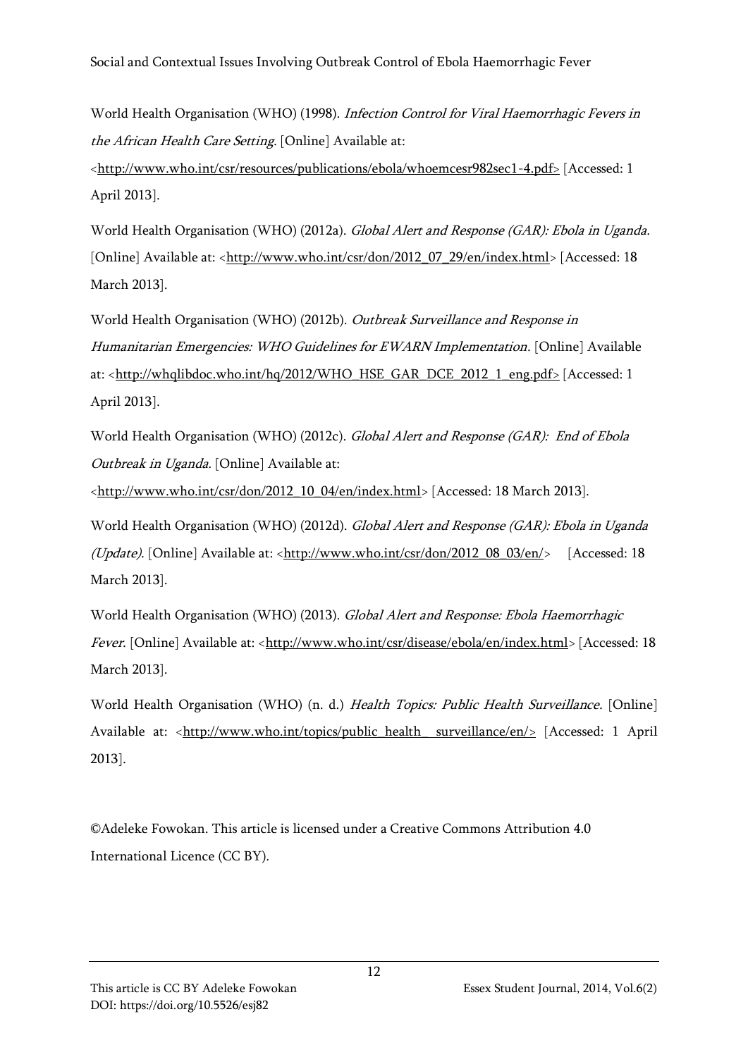World Health Organisation (WHO) (1998). *Infection Control for Viral Haemorrhagic Fevers in the African Health Care Setting*. [Online] Available at: <http://www.who.int/csr/resources/publications/ebola/whoemcesr982sec1-4.pdf> [Accessed: 1 April 2013].

World Health Organisation (WHO) (2012a). *Global Alert and Response (GAR): Ebola in Uganda*. [Online] Available at: <http://www.who.int/csr/don/2012_07_29/en/index.html> [Accessed: 18 March 2013].

World Health Organisation (WHO) (2012b). *Outbreak Surveillance and Response in Humanitarian Emergencies: WHO Guidelines for EWARN Implementation*. [Online] Available at: <http://whqlibdoc.who.int/hq/2012/WHO_HSE_GAR_DCE_2012_1_eng.pdf> [Accessed: 1 April 2013].

World Health Organisation (WHO) (2012c). *Global Alert and Response (GAR): End of Ebola Outbreak in Uganda*. [Online] Available at: <http://www.who.int/csr/don/2012_10_04/en/index.html> [Accessed: 18 March 2013].

World Health Organisation (WHO) (2012d). *Global Alert and Response (GAR): Ebola in Uganda (Update)*. [Online] Available at: <http://www.who.int/csr/don/2012_08_03/en/> [Accessed: 18 March 2013].

World Health Organisation (WHO) (2013). *Global Alert and Response: Ebola Haemorrhagic Fever*. [Online] Available at: <http://www.who.int/csr/disease/ebola/en/index.html> [Accessed: 18 March 2013].

World Health Organisation (WHO) (n. d.) *Health Topics: Public Health Surveillance*. [Online] Available at: <http://www.who.int/topics/public_health_ surveillance/en/> [Accessed: 1 April 2013].

©Adeleke Fowokan. This article is licensed under a Creative Commons Attribution 4.0 International Licence (CC BY).